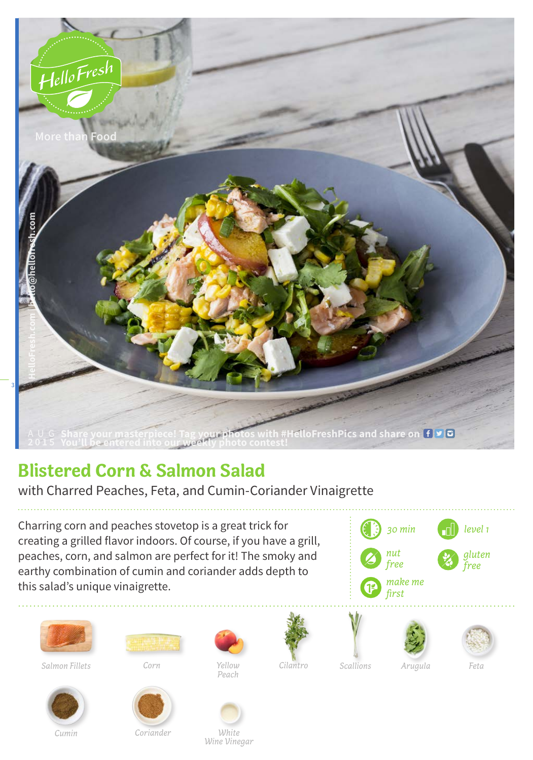HelloFresh

More than Food

AUG 2015 Share your masterpiece! Tag your photos with #HelloFreshPics and share on
You'll be entered into our weekly photo contest!

# Blistered Corn & Salmon Salad

with Charred Peaches, Feta, and Cumin-Coriander Vinaigrette

Charring corn and peaches stovetop is a great trick for creating a grilled flavor indoors. Of course, if you have a grill, peaches, corn, and salmon are perfect for it! The smoky and earthy combination of cumin and coriander adds depth to this salad's unique vinaigrette.

- *30 min*
- *level 1*
- *nut free*
- *gluten free*
- *make me first*

*Salmon Fillets*

*Corn*

*Yellow Peach*

*Cilantro*

*Scallions*

*Arugula*

*Feta*

*Cumin*

*Coriander*

*White Wine Vinegar*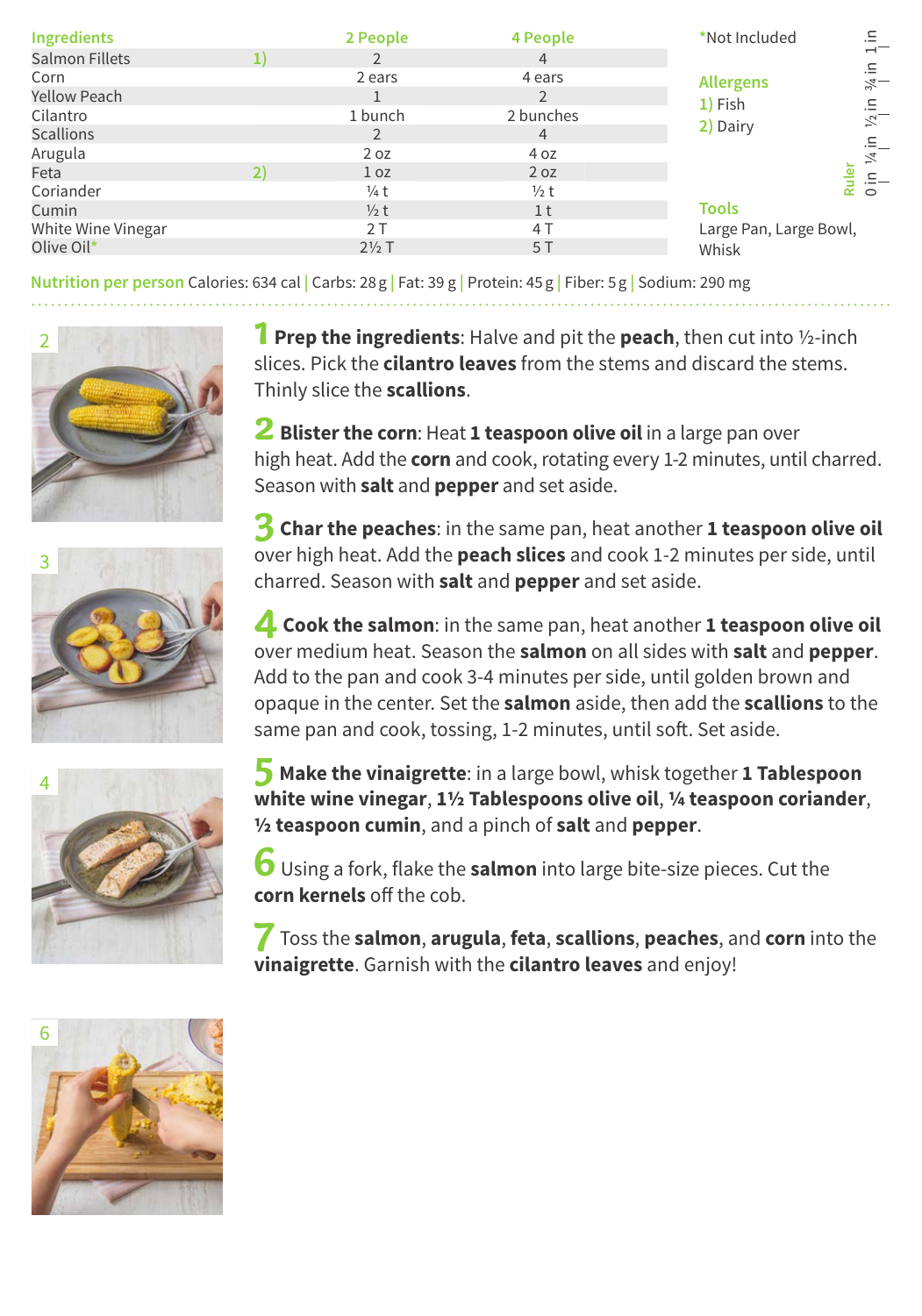| Ingredients | | 2 People | 4 People |
|---|---|---|---|
| Salmon Fillets | 1) | 2 | 4 |
| Corn | | 2 ears | 4 ears |
| Yellow Peach | | 1 | 2 |
| Cilantro | | 1 bunch | 2 bunches |
| Scallions | | 2 | 4 |
| Arugula | | 2 oz | 4 oz |
| Feta | 2) | 1 oz | 2 oz |
| Coriander | | ¼ t | ½ t |
| Cumin | | ½ t | 1 t |
| White Wine Vinegar | | 2 T | 4 T |
| Olive Oil* | | 2½ T | 5 T |

*Not Included

**Allergens**
1) Fish
2) Dairy

**Tools**
Large Pan, Large Bowl, Whisk

Ruler: 0 in, ¼ in, ½ in, ¾ in, 1 in

**Nutrition per person** Calories: 634 cal | Carbs: 28 g | Fat: 39 g | Protein: 45 g | Fiber: 5 g | Sodium: 290 mg

**1 Prep the ingredients**: Halve and pit the **peach**, then cut into ½-inch slices. Pick the **cilantro leaves** from the stems and discard the stems. Thinly slice the **scallions**.

**2 Blister the corn**: Heat **1 teaspoon olive oil** in a large pan over high heat. Add the **corn** and cook, rotating every 1-2 minutes, until charred. Season with **salt** and **pepper** and set aside.

**3 Char the peaches**: in the same pan, heat another **1 teaspoon olive oil** over high heat. Add the **peach slices** and cook 1-2 minutes per side, until charred. Season with **salt** and **pepper** and set aside.

**4 Cook the salmon**: in the same pan, heat another **1 teaspoon olive oil** over medium heat. Season the **salmon** on all sides with **salt** and **pepper**. Add to the pan and cook 3-4 minutes per side, until golden brown and opaque in the center. Set the **salmon** aside, then add the **scallions** to the same pan and cook, tossing, 1-2 minutes, until soft. Set aside.

**5 Make the vinaigrette**: in a large bowl, whisk together **1 Tablespoon white wine vinegar**, **1½ Tablespoons olive oil**, **¼ teaspoon coriander**, **½ teaspoon cumin**, and a pinch of **salt** and **pepper**.

**6** Using a fork, flake the **salmon** into large bite-size pieces. Cut the **corn kernels** off the cob.

**7** Toss the **salmon**, **arugula**, **feta**, **scallions**, **peaches**, and **corn** into the **vinaigrette**. Garnish with the **cilantro leaves** and enjoy!